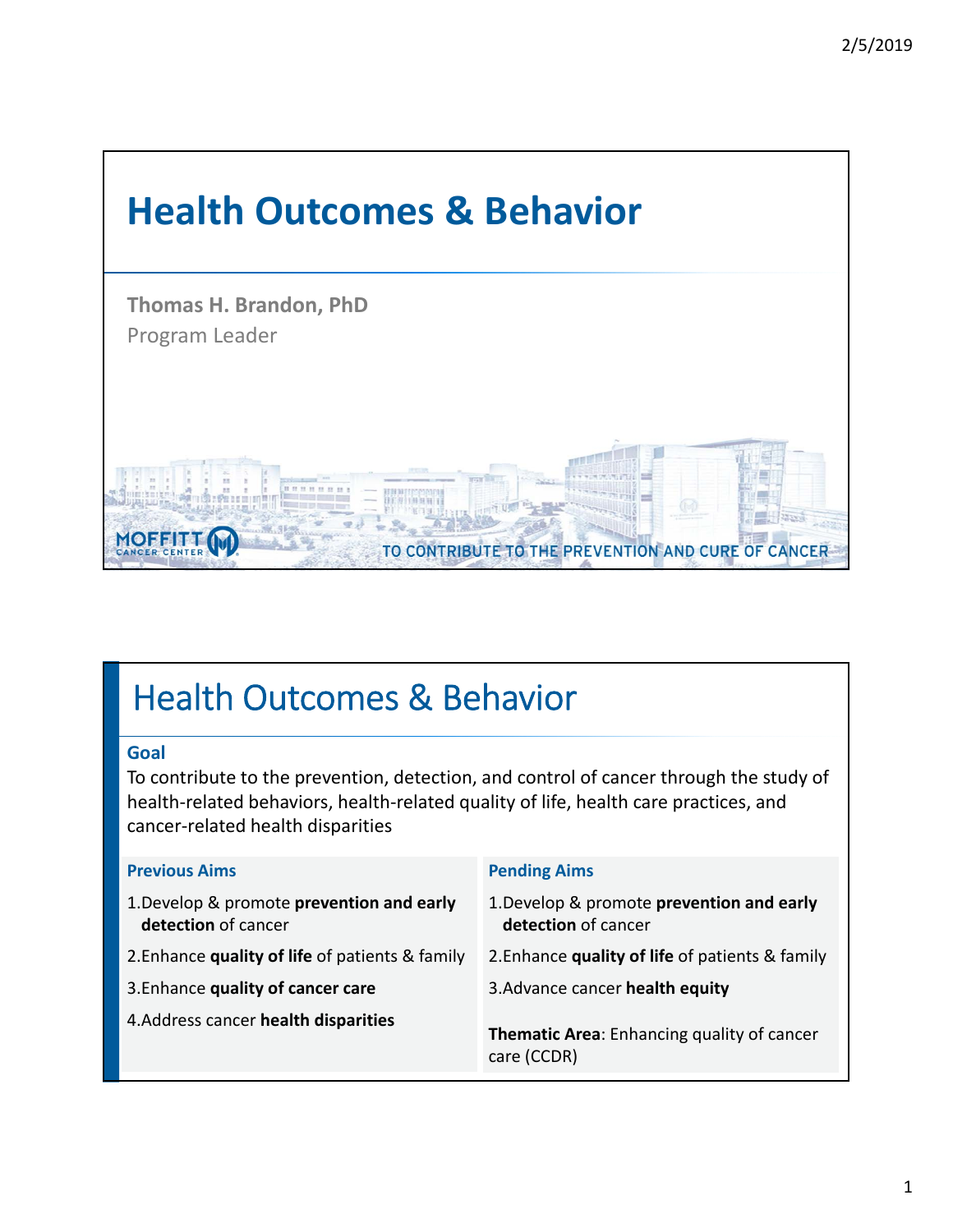# Health Outcomes & Behavior

**Thomas H. Brandon, PhD**
Program Leader

MOFFITT CANCER CENTER

TO CONTRIBUTE TO THE PREVENTION AND CURE OF CANCER

# Health Outcomes & Behavior

**Goal**

To contribute to the prevention, detection, and control of cancer through the study of health-related behaviors, health-related quality of life, health care practices, and cancer-related health disparities

**Previous Aims**

1. Develop & promote **prevention and early detection** of cancer
2. Enhance **quality of life** of patients & family
3. Enhance **quality of cancer care**
4. Address cancer **health disparities**

**Pending Aims**

1. Develop & promote **prevention and early detection** of cancer
2. Enhance **quality of life** of patients & family
3. Advance cancer **health equity**

**Thematic Area**: Enhancing quality of cancer care (CCDR)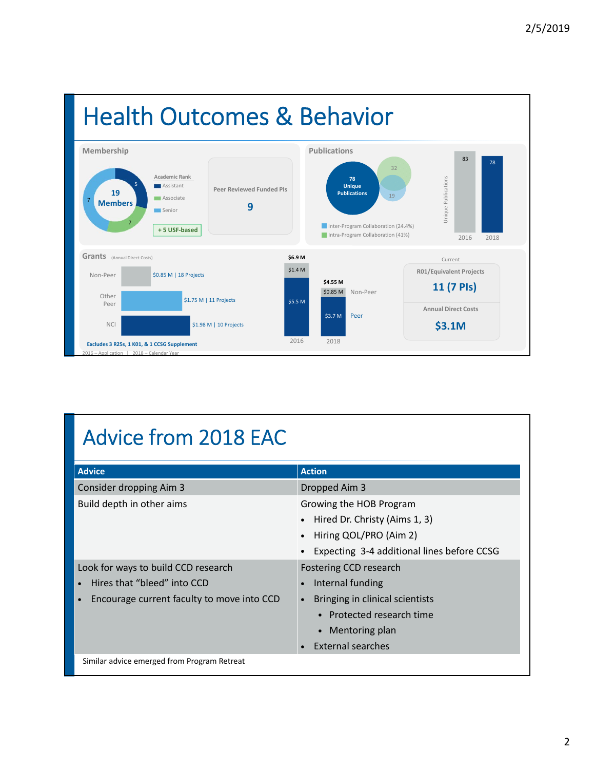# Health Outcomes & Behavior

## Membership

19 Members

Academic Rank
- Assistant: 5
- Associate: 7
- Senior: 7

+ 5 USF-based

Peer Reviewed Funded PIs: 9

## Publications

78 Unique Publications

- Inter-Program Collaboration (24.4%): 19
- Intra-Program Collaboration (41%): 32

Unique Publications: 2016: 83; 2018: 78

## Grants (Annual Direct Costs)

| | |
|---|---|
| Non-Peer | $0.85 M \| 18 Projects |
| Other Peer | $1.75 M \| 11 Projects |
| NCI | $1.98 M \| 10 Projects |

Excludes 3 R25s, 1 K01, & 1 CCSG Supplement

2016 – Application | 2018 – Calendar Year

| | 2016 | 2018 |
|---|---|---|
| Total | $6.9 M | $4.55 M |
| Non-Peer | $1.4 M | $0.85 M |
| Peer | $5.5 M | $3.7 M |

Current

R01/Equivalent Projects: 11 (7 PIs)

Annual Direct Costs: $3.1M

# Advice from 2018 EAC

| Advice | Action |
|---|---|
| Consider dropping Aim 3 | Dropped Aim 3 |
| Build depth in other aims | Growing the HOB Program<br>• Hired Dr. Christy (Aims 1, 3)<br>• Hiring QOL/PRO (Aim 2)<br>• Expecting 3-4 additional lines before CCSG |
| Look for ways to build CCD research<br>• Hires that "bleed" into CCD<br>• Encourage current faculty to move into CCD | Fostering CCD research<br>• Internal funding<br>• Bringing in clinical scientists<br>  • Protected research time<br>  • Mentoring plan<br>• External searches |

Similar advice emerged from Program Retreat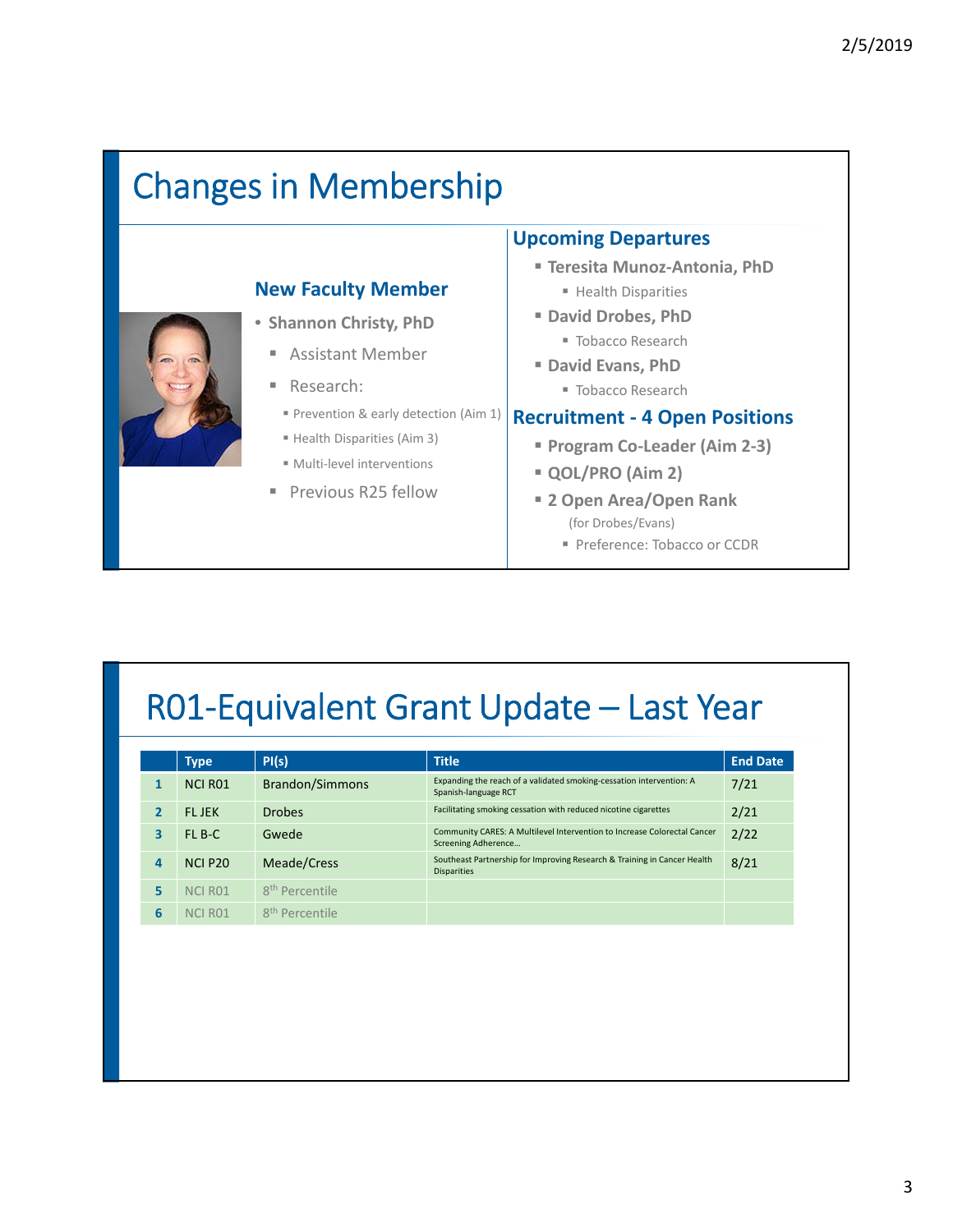# Changes in Membership

## New Faculty Member

- Shannon Christy, PhD
  - Assistant Member
  - Research:
    - Prevention & early detection (Aim 1)
    - Health Disparities (Aim 3)
    - Multi-level interventions
  - Previous R25 fellow

## Upcoming Departures

- Teresita Munoz-Antonia, PhD
  - Health Disparities
- David Drobes, PhD
  - Tobacco Research
- David Evans, PhD
  - Tobacco Research

## Recruitment - 4 Open Positions

- Program Co-Leader (Aim 2-3)
- QOL/PRO (Aim 2)
- 2 Open Area/Open Rank (for Drobes/Evans)
  - Preference: Tobacco or CCDR

# R01-Equivalent Grant Update – Last Year

| | Type | PI(s) | Title | End Date |
|---|---|---|---|---|
| 1 | NCI R01 | Brandon/Simmons | Expanding the reach of a validated smoking-cessation intervention: A Spanish-language RCT | 7/21 |
| 2 | FL JEK | Drobes | Facilitating smoking cessation with reduced nicotine cigarettes | 2/21 |
| 3 | FL B-C | Gwede | Community CARES: A Multilevel Intervention to Increase Colorectal Cancer Screening Adherence… | 2/22 |
| 4 | NCI P20 | Meade/Cress | Southeast Partnership for Improving Research & Training in Cancer Health Disparities | 8/21 |
| 5 | NCI R01 | 8th Percentile | | |
| 6 | NCI R01 | 8th Percentile | | |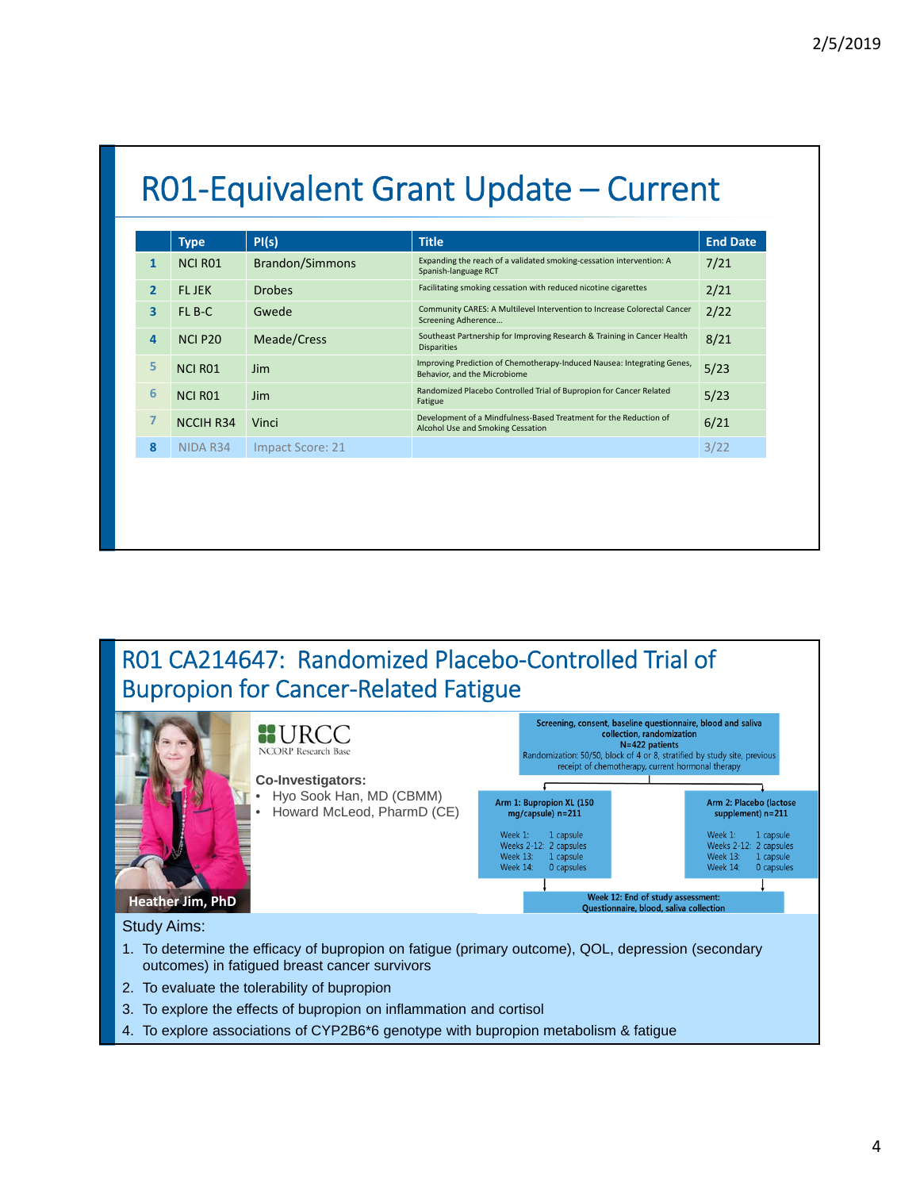# R01-Equivalent Grant Update – Current

| | Type | PI(s) | Title | End Date |
|---|---|---|---|---|
| 1 | NCI R01 | Brandon/Simmons | Expanding the reach of a validated smoking-cessation intervention: A Spanish-language RCT | 7/21 |
| 2 | FL JEK | Drobes | Facilitating smoking cessation with reduced nicotine cigarettes | 2/21 |
| 3 | FL B-C | Gwede | Community CARES: A Multilevel Intervention to Increase Colorectal Cancer Screening Adherence… | 2/22 |
| 4 | NCI P20 | Meade/Cress | Southeast Partnership for Improving Research & Training in Cancer Health Disparities | 8/21 |
| 5 | NCI R01 | Jim | Improving Prediction of Chemotherapy-Induced Nausea: Integrating Genes, Behavior, and the Microbiome | 5/23 |
| 6 | NCI R01 | Jim | Randomized Placebo Controlled Trial of Bupropion for Cancer Related Fatigue | 5/23 |
| 7 | NCCIH R34 | Vinci | Development of a Mindfulness-Based Treatment for the Reduction of Alcohol Use and Smoking Cessation | 6/21 |
| 8 | NIDA R34 | Impact Score: 21 | | 3/22 |

# R01 CA214647: Randomized Placebo-Controlled Trial of Bupropion for Cancer-Related Fatigue

Heather Jim, PhD

URCC NCORP Research Base

**Co-Investigators:**
- Hyo Sook Han, MD (CBMM)
- Howard McLeod, PharmD (CE)

**Screening, consent, baseline questionnaire, blood and saliva collection, randomization**
**N=422 patients**
Randomization: 50/50, block of 4 or 8, stratified by study site, previous receipt of chemotherapy, current hormonal therapy

**Arm 1: Bupropion XL (150 mg/capsule) n=211**
- Week 1: 1 capsule
- Weeks 2-12: 2 capsules
- Week 13: 1 capsule
- Week 14: 0 capsules

**Arm 2: Placebo (lactose supplement) n=211**
- Week 1: 1 capsule
- Weeks 2-12: 2 capsules
- Week 13: 1 capsule
- Week 14: 0 capsules

**Week 12: End of study assessment: Questionnaire, blood, saliva collection**

Study Aims:

1. To determine the efficacy of bupropion on fatigue (primary outcome), QOL, depression (secondary outcomes) in fatigued breast cancer survivors
2. To evaluate the tolerability of bupropion
3. To explore the effects of bupropion on inflammation and cortisol
4. To explore associations of CYP2B6*6 genotype with bupropion metabolism & fatigue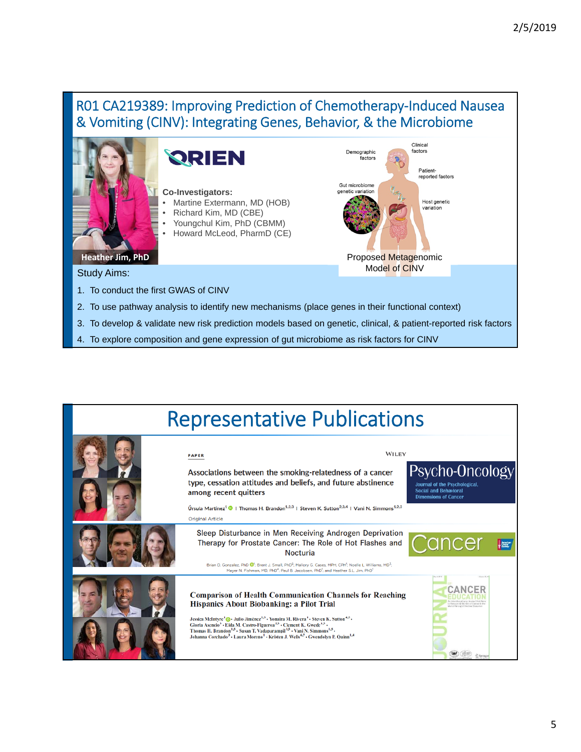## R01 CA219389: Improving Prediction of Chemotherapy-Induced Nausea & Vomiting (CINV): Integrating Genes, Behavior, & the Microbiome

ORIEN

Heather Jim, PhD

**Co-Investigators:**

- Martine Extermann, MD (HOB)
- Richard Kim, MD (CBE)
- Youngchul Kim, PhD (CBMM)
- Howard McLeod, PharmD (CE)

Demographic factors

Clinical factors

Patient-reported factors

Gut microbiome genetic variation

Host genetic variation

Proposed Metagenomic Model of CINV

Study Aims:

1. To conduct the first GWAS of CINV
2. To use pathway analysis to identify new mechanisms (place genes in their functional context)
3. To develop & validate new risk prediction models based on genetic, clinical, & patient-reported risk factors
4. To explore composition and gene expression of gut microbiome as risk factors for CINV

## Representative Publications

PAPER — WILEY — Psycho-Oncology: Journal of the Psychological, Social and Behavioral Dimensions of Cancer

**Associations between the smoking-relatedness of a cancer type, cessation attitudes and beliefs, and future abstinence among recent quitters**

Úrsula Martínez[1] | Thomas H. Brandon[1,2,3] | Steven K. Sutton[2,3,4] | Vani N. Simmons[1,2,3]

Original Article — Cancer

**Sleep Disturbance in Men Receiving Androgen Deprivation Therapy for Prostate Cancer: The Role of Hot Flashes and Nocturia**

Brian D. Gonzalez, PhD[1]; Brent J. Small, PhD[2]; Mallory G. Cases, MPH, CPH[1]; Noelle L. Williams, MD[3]; Mayer N. Fishman, MD, PhD[4]; Paul B. Jacobsen, PhD[1]; and Heather S.L. Jim, PhD[1]

Journal of Cancer Education

**Comparison of Health Communication Channels for Reaching Hispanics About Biobanking: a Pilot Trial**

Jessica McIntyre[1] · Julio Jiménez[2,3] · Yonaira M. Rivera[1] · Steven K. Sutton[4,5] · Gloria Asencio[1] · Eida M. Castro-Figueroa[2,3] · Clement K. Gwede[1,5] · Thomas H. Brandon[1,5] · Susan T. Vadaparampil[1,5] · Vani N. Simmons[1,5] · Johanna Corchado[3] · Laura Moreno[1] · Kristen J. Wells[6,7] · Gwendolyn P. Quinn[1,4]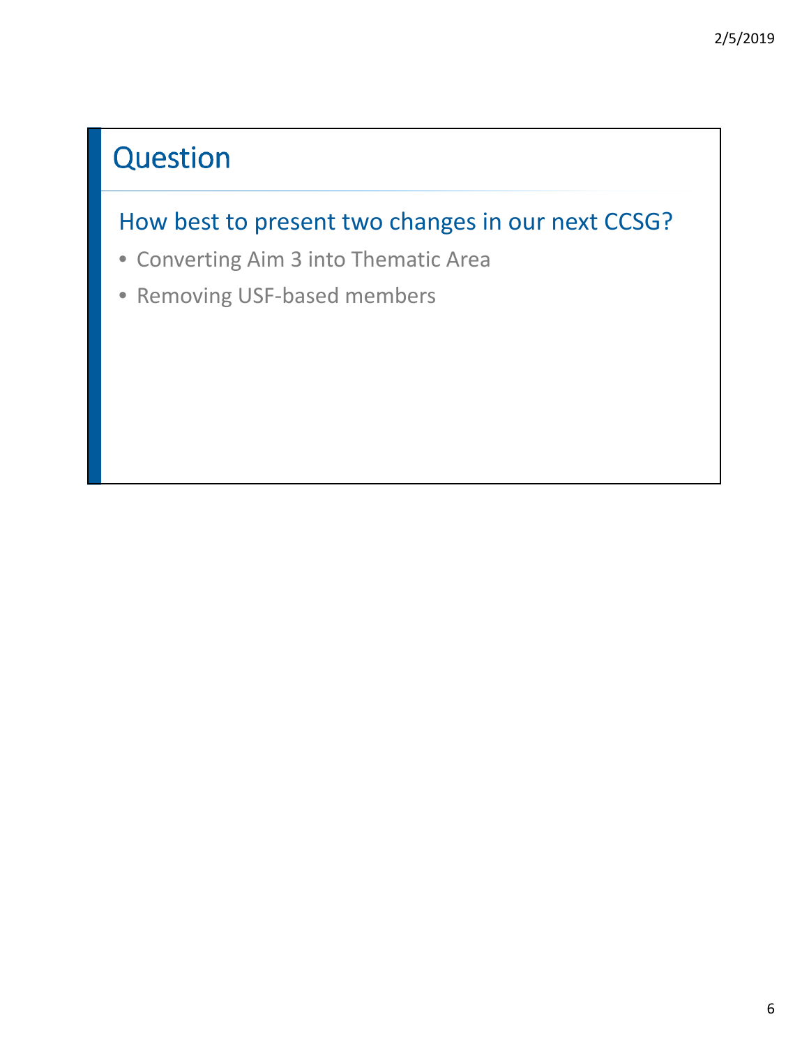# Question

## How best to present two changes in our next CCSG?

- Converting Aim 3 into Thematic Area
- Removing USF-based members